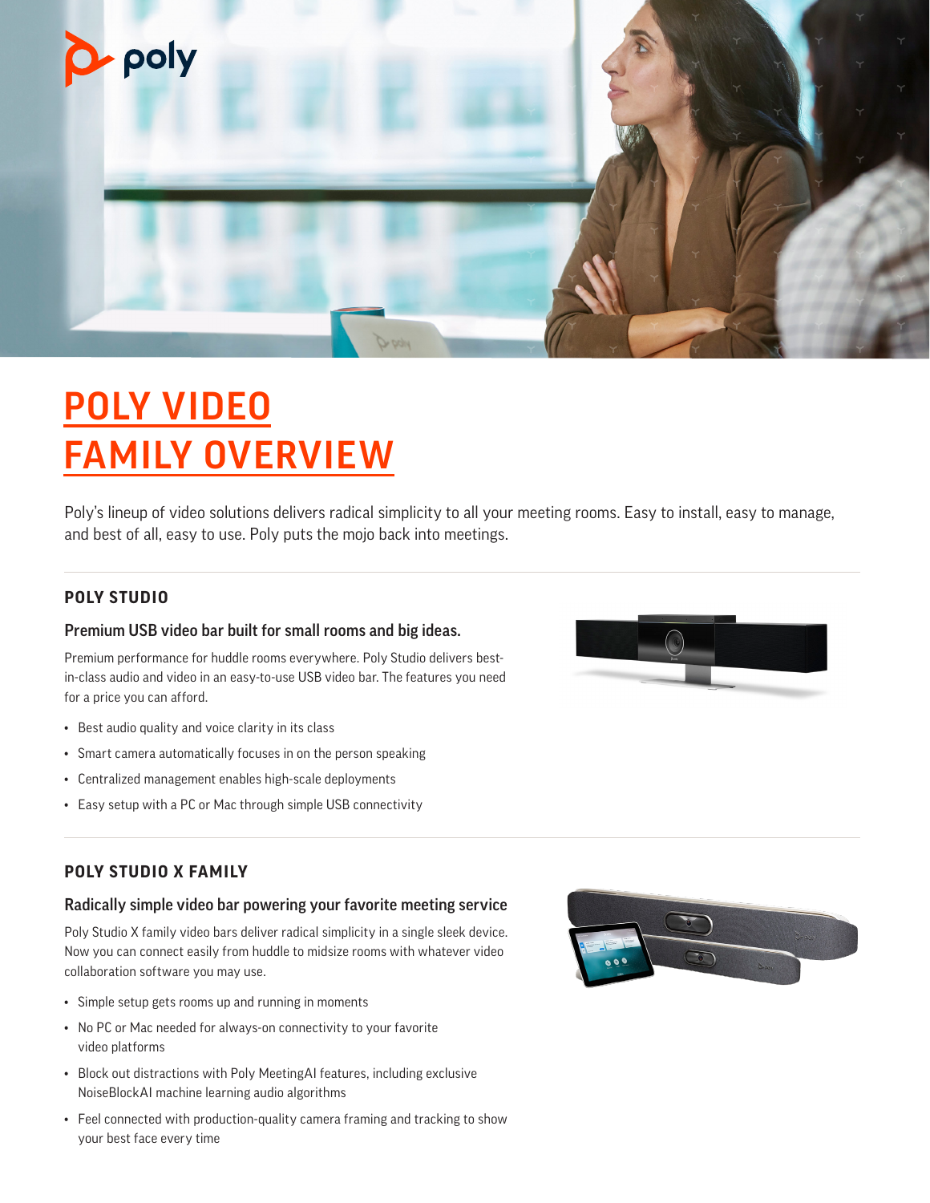# POLY VIDEO FAMILY OVERVIEW

Poly's lineup of video solutions delivers radical simplicity to all your meeting rooms. Easy to install, easy to manage, and best of all, easy to use. Poly puts the mojo back into meetings.

## POLY STUDIO

### Premium USB video bar built for small rooms and big ideas.

Premium performance for huddle rooms everywhere. Poly Studio delivers best-in-class audio and video in an easy-to-use USB video bar. The features you need for a price you can afford.

- Best audio quality and voice clarity in its class
- Smart camera automatically focuses in on the person speaking
- Centralized management enables high-scale deployments
- Easy setup with a PC or Mac through simple USB connectivity

## POLY STUDIO X FAMILY

### Radically simple video bar powering your favorite meeting service

Poly Studio X family video bars deliver radical simplicity in a single sleek device. Now you can connect easily from huddle to midsize rooms with whatever video collaboration software you may use.

- Simple setup gets rooms up and running in moments
- No PC or Mac needed for always-on connectivity to your favorite video platforms
- Block out distractions with Poly MeetingAI features, including exclusive NoiseBlockAI machine learning audio algorithms
- Feel connected with production-quality camera framing and tracking to show your best face every time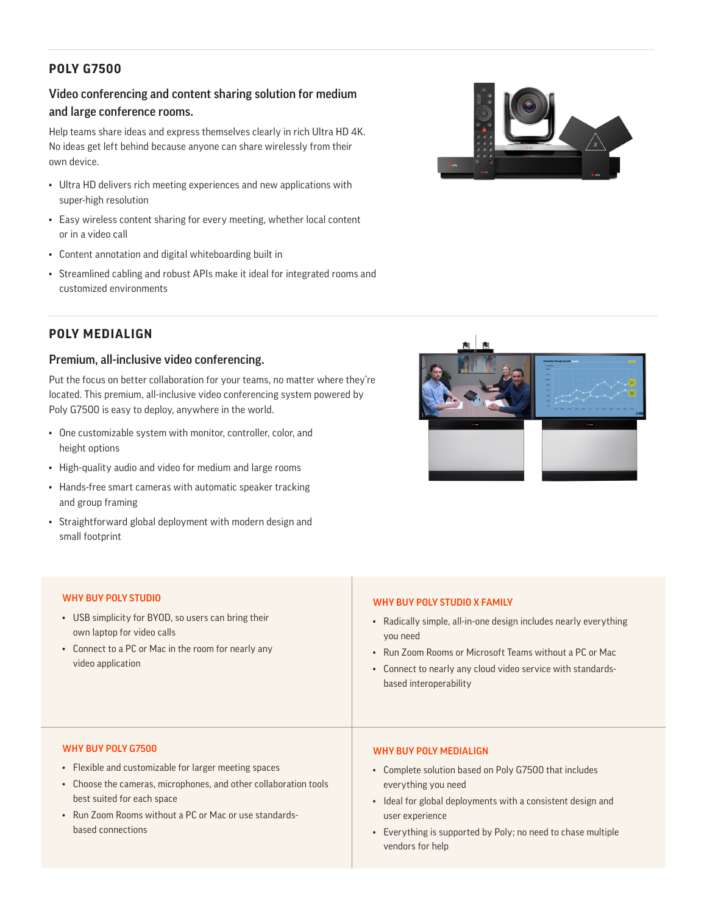## POLY G7500

### Video conferencing and content sharing solution for medium and large conference rooms.

Help teams share ideas and express themselves clearly in rich Ultra HD 4K. No ideas get left behind because anyone can share wirelessly from their own device.

- Ultra HD delivers rich meeting experiences and new applications with super-high resolution
- Easy wireless content sharing for every meeting, whether local content or in a video call
- Content annotation and digital whiteboarding built in
- Streamlined cabling and robust APIs make it ideal for integrated rooms and customized environments

## POLY MEDIALIGN

### Premium, all-inclusive video conferencing.

Put the focus on better collaboration for your teams, no matter where they're located. This premium, all-inclusive video conferencing system powered by Poly G7500 is easy to deploy, anywhere in the world.

- One customizable system with monitor, controller, color, and height options
- High-quality audio and video for medium and large rooms
- Hands-free smart cameras with automatic speaker tracking and group framing
- Straightforward global deployment with modern design and small footprint

#### WHY BUY POLY STUDIO

- USB simplicity for BYOD, so users can bring their own laptop for video calls
- Connect to a PC or Mac in the room for nearly any video application

#### WHY BUY POLY STUDIO X FAMILY

- Radically simple, all-in-one design includes nearly everything you need
- Run Zoom Rooms or Microsoft Teams without a PC or Mac
- Connect to nearly any cloud video service with standards-based interoperability

#### WHY BUY POLY G7500

- Flexible and customizable for larger meeting spaces
- Choose the cameras, microphones, and other collaboration tools best suited for each space
- Run Zoom Rooms without a PC or Mac or use standards-based connections

#### WHY BUY POLY MEDIALIGN

- Complete solution based on Poly G7500 that includes everything you need
- Ideal for global deployments with a consistent design and user experience
- Everything is supported by Poly; no need to chase multiple vendors for help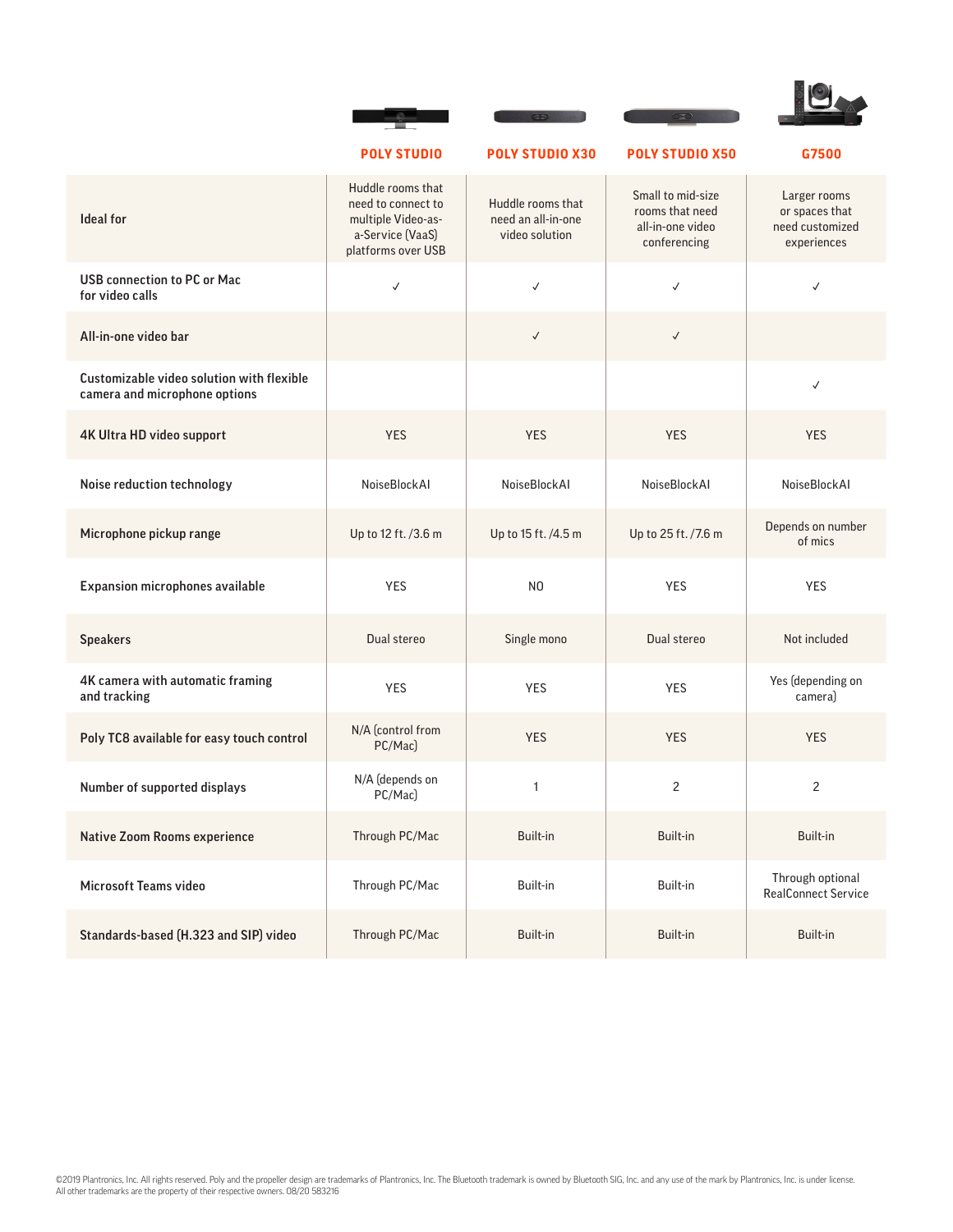| | POLY STUDIO | POLY STUDIO X30 | POLY STUDIO X50 | G7500 |
|---|---|---|---|---|
| Ideal for | Huddle rooms that need to connect to multiple Video-as-a-Service (VaaS) platforms over USB | Huddle rooms that need an all-in-one video solution | Small to mid-size rooms that need all-in-one video conferencing | Larger rooms or spaces that need customized experiences |
| USB connection to PC or Mac for video calls | ✓ | ✓ | ✓ | ✓ |
| All-in-one video bar | | ✓ | ✓ | |
| Customizable video solution with flexible camera and microphone options | | | | ✓ |
| 4K Ultra HD video support | YES | YES | YES | YES |
| Noise reduction technology | NoiseBlockAI | NoiseBlockAI | NoiseBlockAI | NoiseBlockAI |
| Microphone pickup range | Up to 12 ft. /3.6 m | Up to 15 ft. /4.5 m | Up to 25 ft. /7.6 m | Depends on number of mics |
| Expansion microphones available | YES | NO | YES | YES |
| Speakers | Dual stereo | Single mono | Dual stereo | Not included |
| 4K camera with automatic framing and tracking | YES | YES | YES | Yes (depending on camera) |
| Poly TC8 available for easy touch control | N/A (control from PC/Mac) | YES | YES | YES |
| Number of supported displays | N/A (depends on PC/Mac) | 1 | 2 | 2 |
| Native Zoom Rooms experience | Through PC/Mac | Built-in | Built-in | Built-in |
| Microsoft Teams video | Through PC/Mac | Built-in | Built-in | Through optional RealConnect Service |
| Standards-based (H.323 and SIP) video | Through PC/Mac | Built-in | Built-in | Built-in |

©2019 Plantronics, Inc. All rights reserved. Poly and the propeller design are trademarks of Plantronics, Inc. The Bluetooth trademark is owned by Bluetooth SIG, Inc. and any use of the mark by Plantronics, Inc. is under license. All other trademarks are the property of their respective owners. 08/20 583216